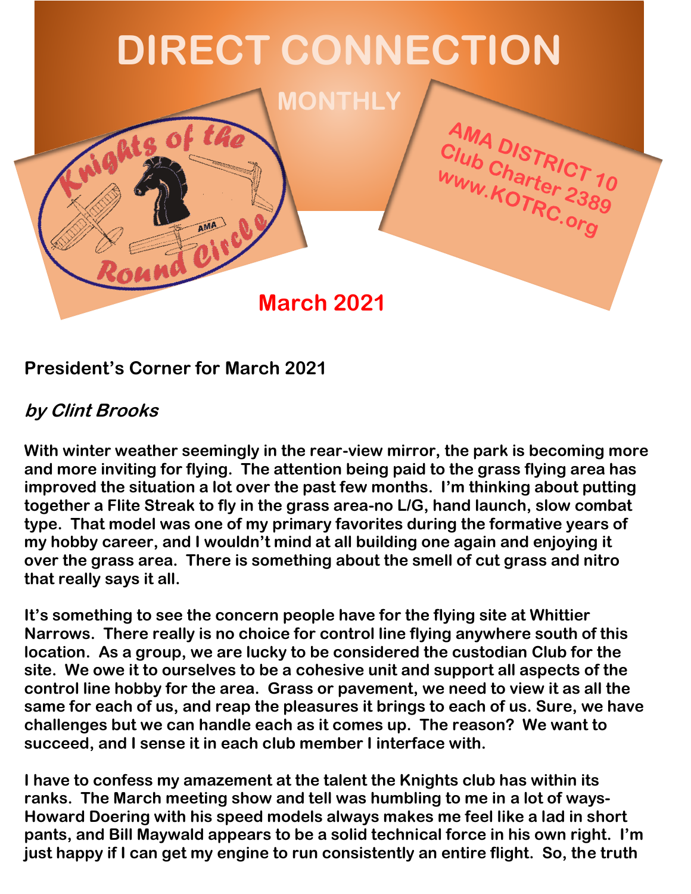# DIRECT CONNECTION

MONTHLY

Knights of the Round Circle

AMA DISTRICT 10
Club Charter 2389
www.KOTRC.org

**March 2021**

## President's Corner for March 2021

***by Clint Brooks***

**With winter weather seemingly in the rear-view mirror, the park is becoming more and more inviting for flying. The attention being paid to the grass flying area has improved the situation a lot over the past few months. I'm thinking about putting together a Flite Streak to fly in the grass area-no L/G, hand launch, slow combat type. That model was one of my primary favorites during the formative years of my hobby career, and I wouldn't mind at all building one again and enjoying it over the grass area. There is something about the smell of cut grass and nitro that really says it all.**

**It's something to see the concern people have for the flying site at Whittier Narrows. There really is no choice for control line flying anywhere south of this location. As a group, we are lucky to be considered the custodian Club for the site. We owe it to ourselves to be a cohesive unit and support all aspects of the control line hobby for the area. Grass or pavement, we need to view it as all the same for each of us, and reap the pleasures it brings to each of us. Sure, we have challenges but we can handle each as it comes up. The reason? We want to succeed, and I sense it in each club member I interface with.**

**I have to confess my amazement at the talent the Knights club has within its ranks. The March meeting show and tell was humbling to me in a lot of ways-Howard Doering with his speed models always makes me feel like a lad in short pants, and Bill Maywald appears to be a solid technical force in his own right. I'm just happy if I can get my engine to run consistently an entire flight. So, the truth**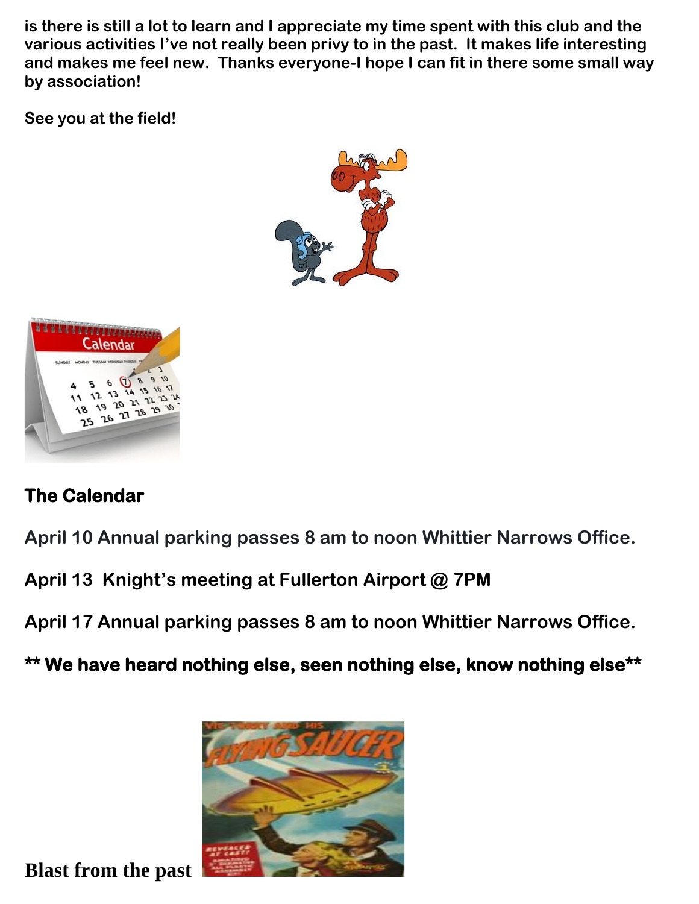**is there is still a lot to learn and I appreciate my time spent with this club and the various activities I've not really been privy to in the past. It makes life interesting and makes me feel new. Thanks everyone-I hope I can fit in there some small way by association!**

**See you at the field!**

## The Calendar

**April 10 Annual parking passes 8 am to noon Whittier Narrows Office.**

**April 13 Knight's meeting at Fullerton Airport @ 7PM**

**April 17 Annual parking passes 8 am to noon Whittier Narrows Office.**

**** We have heard nothing else, seen nothing else, know nothing else****

**Blast from the past**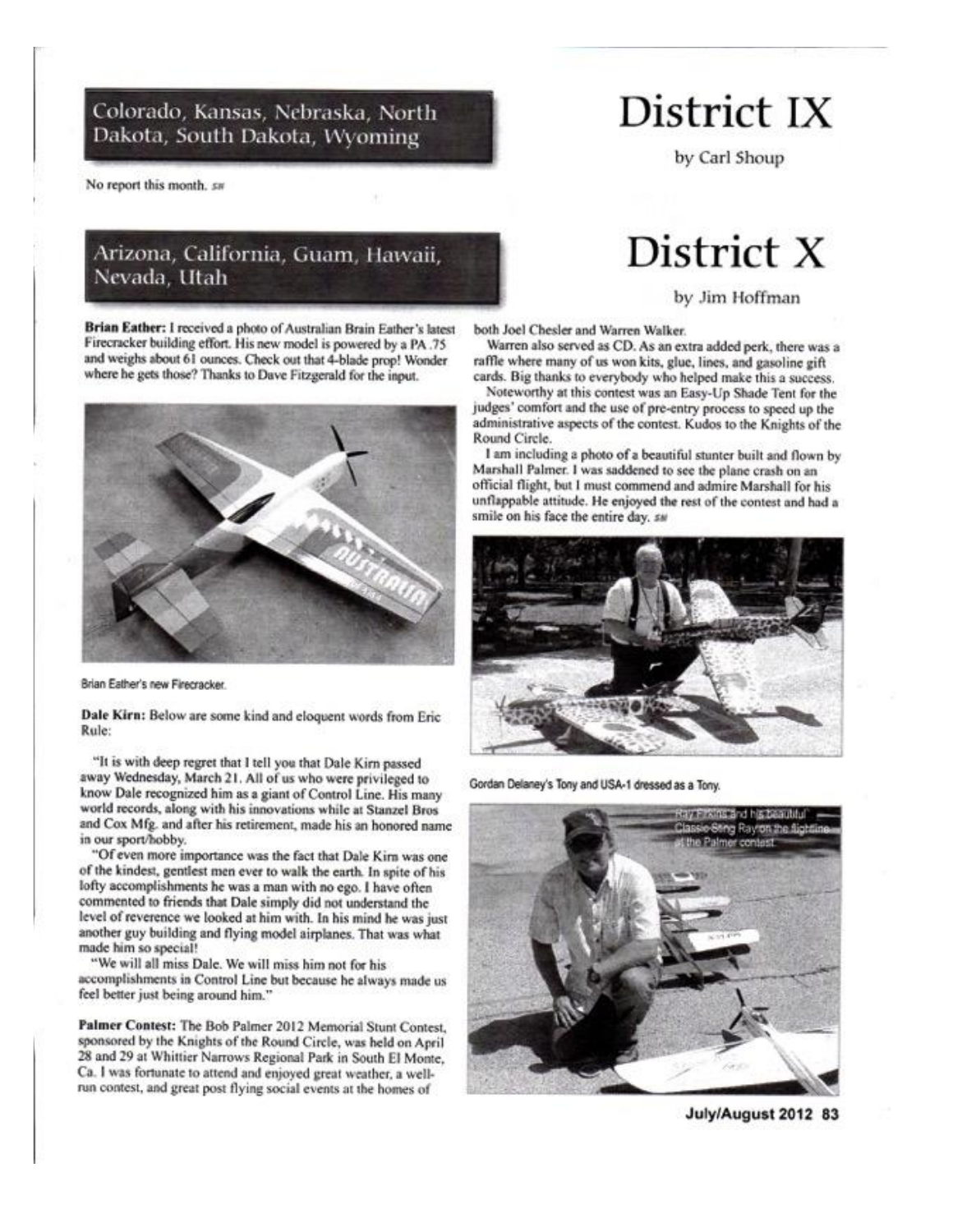# District IX

by Carl Shoup

## Colorado, Kansas, Nebraska, North Dakota, South Dakota, Wyoming

No report this month. *SN*

# District X

by Jim Hoffman

## Arizona, California, Guam, Hawaii, Nevada, Utah

**Brian Eather:** I received a photo of Australian Brain Eather's latest Firecracker building effort. His new model is powered by a PA .75 and weighs about 61 ounces. Check out that 4-blade prop! Wonder where he gets those? Thanks to Dave Fitzgerald for the input.

Brian Eather's new Firecracker.

**Dale Kirn:** Below are some kind and eloquent words from Eric Rule:

"It is with deep regret that I tell you that Dale Kirn passed away Wednesday, March 21. All of us who were privileged to know Dale recognized him as a giant of Control Line. His many world records, along with his innovations while at Stanzel Bros and Cox Mfg. and after his retirement, made his an honored name in our sport/hobby.

"Of even more importance was the fact that Dale Kirn was one of the kindest, gentlest men ever to walk the earth. In spite of his lofty accomplishments he was a man with no ego. I have often commented to friends that Dale simply did not understand the level of reverence we looked at him with. In his mind he was just another guy building and flying model airplanes. That was what made him so special!

"We will all miss Dale. We will miss him not for his accomplishments in Control Line but because he always made us feel better just being around him."

**Palmer Contest:** The Bob Palmer 2012 Memorial Stunt Contest, sponsored by the Knights of the Round Circle, was held on April 28 and 29 at Whittier Narrows Regional Park in South El Monte, Ca. I was fortunate to attend and enjoyed great weather, a well-run contest, and great post flying social events at the homes of both Joel Chesler and Warren Walker.

Warren also served as CD. As an extra added perk, there was a raffle where many of us won kits, glue, lines, and gasoline gift cards. Big thanks to everybody who helped make this a success.

Noteworthy at this contest was an Easy-Up Shade Tent for the judges' comfort and the use of pre-entry process to speed up the administrative aspects of the contest. Kudos to the Knights of the Round Circle.

I am including a photo of a beautiful stunter built and flown by Marshall Palmer. I was saddened to see the plane crash on an official flight, but I must commend and admire Marshall for his unflappable attitude. He enjoyed the rest of the contest and had a smile on his face the entire day. *SN*

Gordan Delaney's Tony and USA-1 dressed as a Tony.

Ray Firkins and his beautiful Classic Sting Ray on the flightline at the Palmer contest.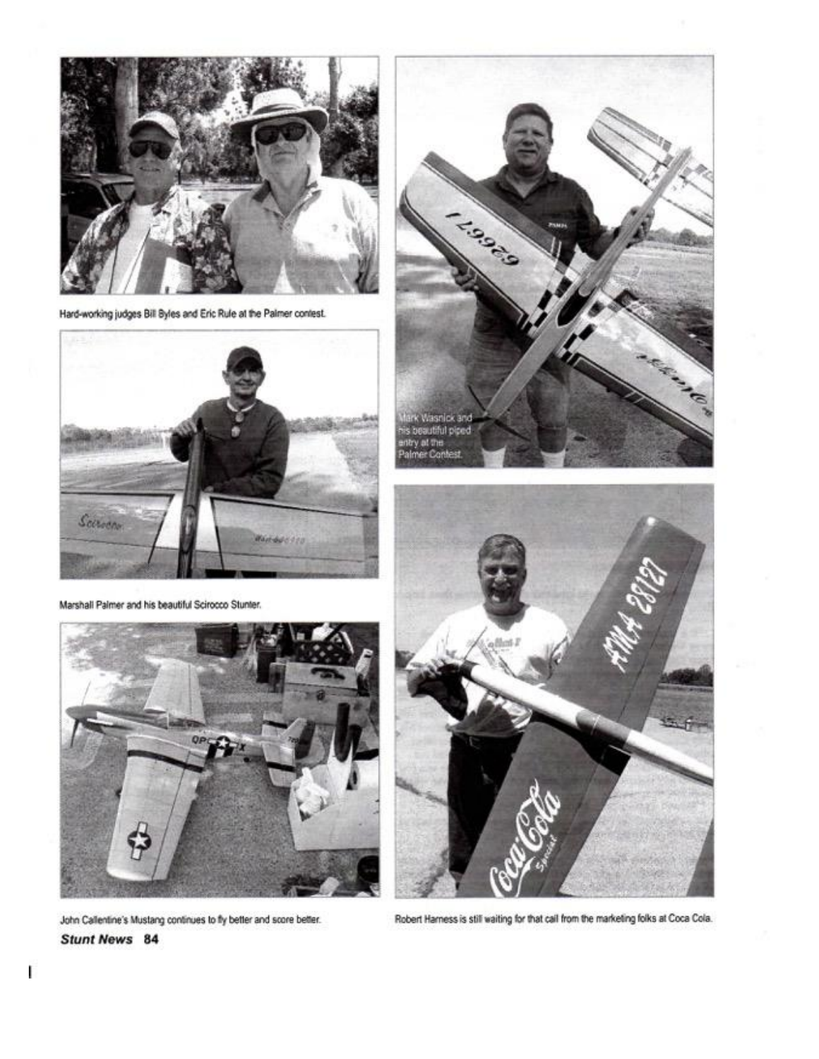Hard-working judges Bill Byles and Eric Rule at the Palmer contest.

Mark Wasnick and his beautiful piped entry at the Palmer Contest.

Marshall Palmer and his beautiful Scirocco Stunter.

John Callentine's Mustang continues to fly better and score better.

Robert Harness is still waiting for that call from the marketing folks at Coca Cola.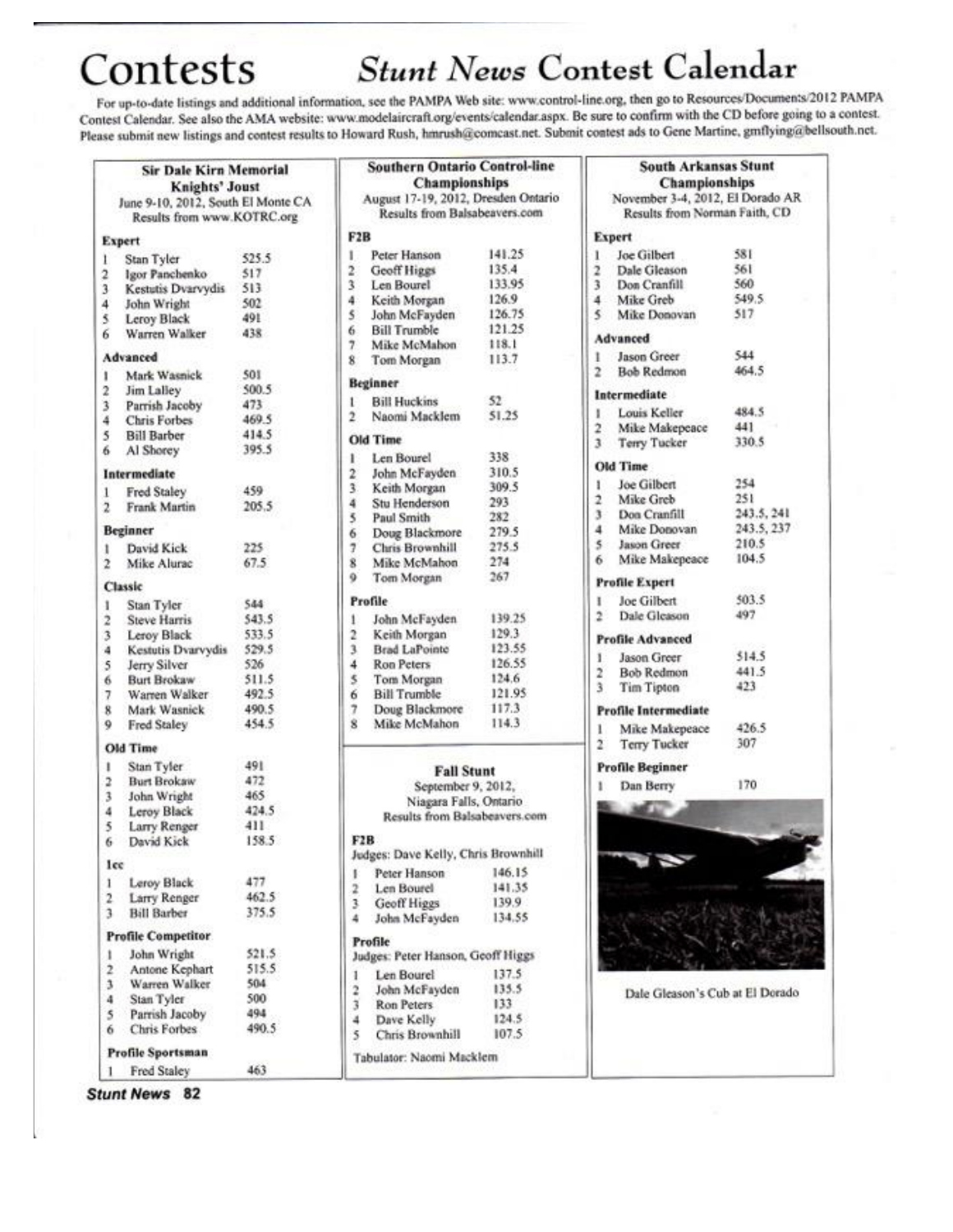# Contests

# *Stunt News* Contest Calendar

For up-to-date listings and additional information, see the PAMPA Web site: www.control-line.org, then go to Resources/Documents/2012 PAMPA Contest Calendar. See also the AMA website: www.modelaircraft.org/events/calendar.aspx. Be sure to confirm with the CD before going to a contest. Please submit new listings and contest results to Howard Rush, hmrush@comcast.net. Submit contest ads to Gene Martine, gmflying@bellsouth.net.

## Sir Dale Kirn Memorial Knights' Joust

June 9-10, 2012, South El Monte CA
Results from www.KOTRC.org

**Expert**

| | | |
|---|---|---|
| 1 | Stan Tyler | 525.5 |
| 2 | Igor Panchenko | 517 |
| 3 | Kestutis Dvarvydis | 513 |
| 4 | John Wright | 502 |
| 5 | Leroy Black | 491 |
| 6 | Warren Walker | 438 |

**Advanced**

| | | |
|---|---|---|
| 1 | Mark Wasnick | 501 |
| 2 | Jim Lalley | 500.5 |
| 3 | Parrish Jacoby | 473 |
| 4 | Chris Forbes | 469.5 |
| 5 | Bill Barber | 414.5 |
| 6 | Al Shorey | 395.5 |

**Intermediate**

| | | |
|---|---|---|
| 1 | Fred Staley | 459 |
| 2 | Frank Martin | 205.5 |

**Beginner**

| | | |
|---|---|---|
| 1 | David Kick | 225 |
| 2 | Mike Alurac | 67.5 |

**Classic**

| | | |
|---|---|---|
| 1 | Stan Tyler | 544 |
| 2 | Steve Harris | 543.5 |
| 3 | Leroy Black | 533.5 |
| 4 | Kestutis Dvarvydis | 529.5 |
| 5 | Jerry Silver | 526 |
| 6 | Burt Brokaw | 511.5 |
| 7 | Warren Walker | 492.5 |
| 8 | Mark Wasnick | 490.5 |
| 9 | Fred Staley | 454.5 |

**Old Time**

| | | |
|---|---|---|
| 1 | Stan Tyler | 491 |
| 2 | Burt Brokaw | 472 |
| 3 | John Wright | 465 |
| 4 | Leroy Black | 424.5 |
| 5 | Larry Renger | 411 |
| 6 | David Kick | 158.5 |

**Ice**

| | | |
|---|---|---|
| 1 | Leroy Black | 477 |
| 2 | Larry Renger | 462.5 |
| 3 | Bill Barber | 375.5 |

**Profile Competitor**

| | | |
|---|---|---|
| 1 | John Wright | 521.5 |
| 2 | Antone Kephart | 515.5 |
| 3 | Warren Walker | 504 |
| 4 | Stan Tyler | 500 |
| 5 | Parrish Jacoby | 494 |
| 6 | Chris Forbes | 490.5 |

**Profile Sportsman**

| | | |
|---|---|---|
| 1 | Fred Staley | 463 |

## Southern Ontario Control-line Championships

August 17-19, 2012, Dresden Ontario
Results from Balsabeavers.com

**F2B**

| | | |
|---|---|---|
| 1 | Peter Hanson | 141.25 |
| 2 | Geoff Higgs | 135.4 |
| 3 | Len Bourel | 133.95 |
| 4 | Keith Morgan | 126.9 |
| 5 | John McFayden | 126.75 |
| 6 | Bill Trumble | 121.25 |
| 7 | Mike McMahon | 118.1 |
| 8 | Tom Morgan | 113.7 |

**Beginner**

| | | |
|---|---|---|
| 1 | Bill Huckins | 52 |
| 2 | Naomi Macklem | 51.25 |

**Old Time**

| | | |
|---|---|---|
| 1 | Len Bourel | 338 |
| 2 | John McFayden | 310.5 |
| 3 | Keith Morgan | 309.5 |
| 4 | Stu Henderson | 293 |
| 5 | Paul Smith | 282 |
| 6 | Doug Blackmore | 279.5 |
| 7 | Chris Brownhill | 275.5 |
| 8 | Mike McMahon | 274 |
| 9 | Tom Morgan | 267 |

**Profile**

| | | |
|---|---|---|
| 1 | John McFayden | 139.25 |
| 2 | Keith Morgan | 129.3 |
| 3 | Brad LaPointe | 123.55 |
| 4 | Ron Peters | 126.55 |
| 5 | Tom Morgan | 124.6 |
| 6 | Bill Trumble | 121.95 |
| 7 | Doug Blackmore | 117.3 |
| 8 | Mike McMahon | 114.3 |

## Fall Stunt

September 9, 2012,
Niagara Falls, Ontario
Results from Balsabeavers.com

**F2B**

Judges: Dave Kelly, Chris Brownhill

| | | |
|---|---|---|
| 1 | Peter Hanson | 146.15 |
| 2 | Len Bourel | 141.35 |
| 3 | Geoff Higgs | 139.9 |
| 4 | John McFayden | 134.55 |

**Profile**

Judges: Peter Hanson, Geoff Higgs

| | | |
|---|---|---|
| 1 | Len Bourel | 137.5 |
| 2 | John McFayden | 135.5 |
| 3 | Ron Peters | 133 |
| 4 | Dave Kelly | 124.5 |
| 5 | Chris Brownhill | 107.5 |

Tabulator: Naomi Macklem

## South Arkansas Stunt Championships

November 3-4, 2012, El Dorado AR
Results from Norman Faith, CD

**Expert**

| | | |
|---|---|---|
| 1 | Joe Gilbert | 581 |
| 2 | Dale Gleason | 561 |
| 3 | Don Cranfill | 560 |
| 4 | Mike Greb | 549.5 |
| 5 | Mike Donovan | 517 |

**Advanced**

| | | |
|---|---|---|
| 1 | Jason Greer | 544 |
| 2 | Bob Redmon | 464.5 |

**Intermediate**

| | | |
|---|---|---|
| 1 | Louis Keller | 484.5 |
| 2 | Mike Makepeace | 441 |
| 3 | Terry Tucker | 330.5 |

**Old Time**

| | | |
|---|---|---|
| 1 | Joe Gilbert | 254 |
| 2 | Mike Greb | 251 |
| 3 | Don Cranfill | 243.5, 241 |
| 4 | Mike Donovan | 243.5, 237 |
| 5 | Jason Greer | 210.5 |
| 6 | Mike Makepeace | 104.5 |

**Profile Expert**

| | | |
|---|---|---|
| 1 | Joe Gilbert | 503.5 |
| 2 | Dale Gleason | 497 |

**Profile Advanced**

| | | |
|---|---|---|
| 1 | Jason Greer | 514.5 |
| 2 | Bob Redmon | 441.5 |
| 3 | Tim Tipton | 423 |

**Profile Intermediate**

| | | |
|---|---|---|
| 1 | Mike Makepeace | 426.5 |
| 2 | Terry Tucker | 307 |

**Profile Beginner**

| | | |
|---|---|---|
| 1 | Dan Berry | 170 |

Dale Gleason's Cub at El Dorado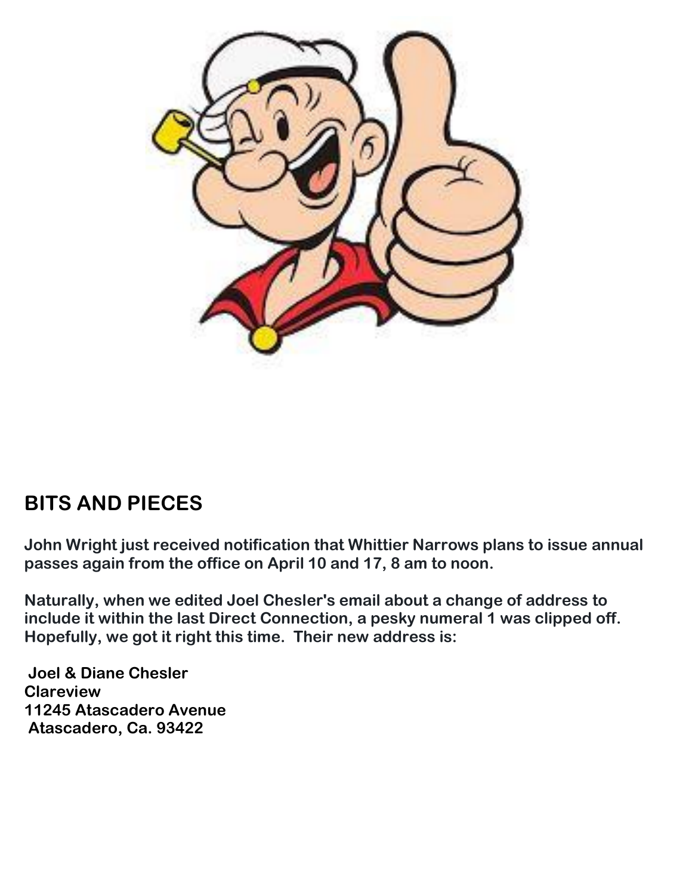## BITS AND PIECES

**John Wright just received notification that Whittier Narrows plans to issue annual passes again from the office on April 10 and 17, 8 am to noon.**

**Naturally, when we edited Joel Chesler's email about a change of address to include it within the last Direct Connection, a pesky numeral 1 was clipped off. Hopefully, we got it right this time. Their new address is:**

**Joel & Diane Chesler**
**Clareview**
**11245 Atascadero Avenue**
**Atascadero, Ca. 93422**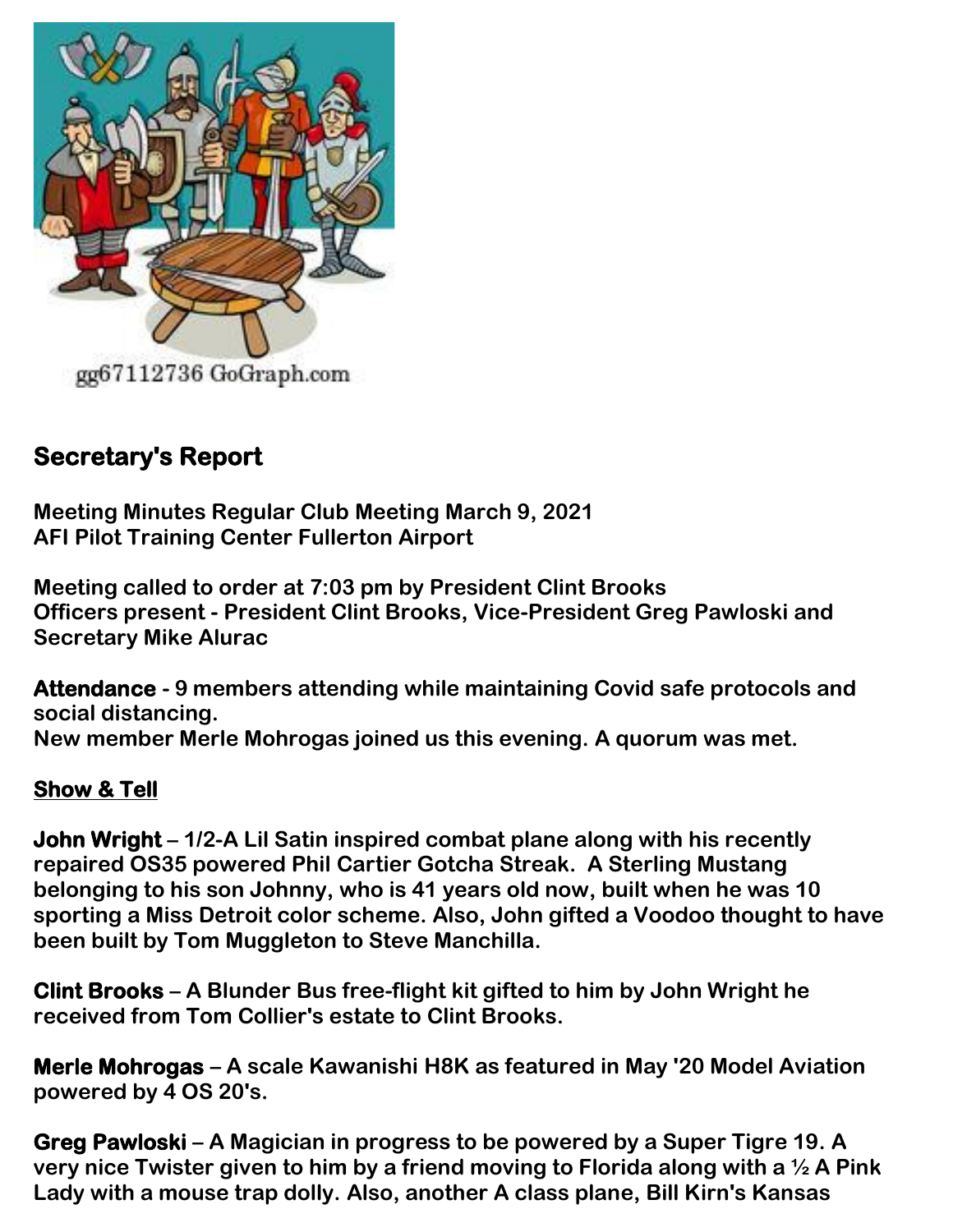## Secretary's Report

**Meeting Minutes Regular Club Meeting March 9, 2021**
**AFI Pilot Training Center Fullerton Airport**

**Meeting called to order at 7:03 pm by President Clint Brooks**
**Officers present - President Clint Brooks, Vice-President Greg Pawloski and Secretary Mike Alurac**

**Attendance - 9 members attending while maintaining Covid safe protocols and social distancing.**
**New member Merle Mohrogas joined us this evening. A quorum was met.**

**Show & Tell**

**John Wright – 1/2-A Lil Satin inspired combat plane along with his recently repaired OS35 powered Phil Cartier Gotcha Streak. A Sterling Mustang belonging to his son Johnny, who is 41 years old now, built when he was 10 sporting a Miss Detroit color scheme. Also, John gifted a Voodoo thought to have been built by Tom Muggleton to Steve Manchilla.**

**Clint Brooks – A Blunder Bus free-flight kit gifted to him by John Wright he received from Tom Collier's estate to Clint Brooks.**

**Merle Mohrogas – A scale Kawanishi H8K as featured in May '20 Model Aviation powered by 4 OS 20's.**

**Greg Pawloski – A Magician in progress to be powered by a Super Tigre 19. A very nice Twister given to him by a friend moving to Florida along with a ½ A Pink Lady with a mouse trap dolly. Also, another A class plane, Bill Kirn's Kansas**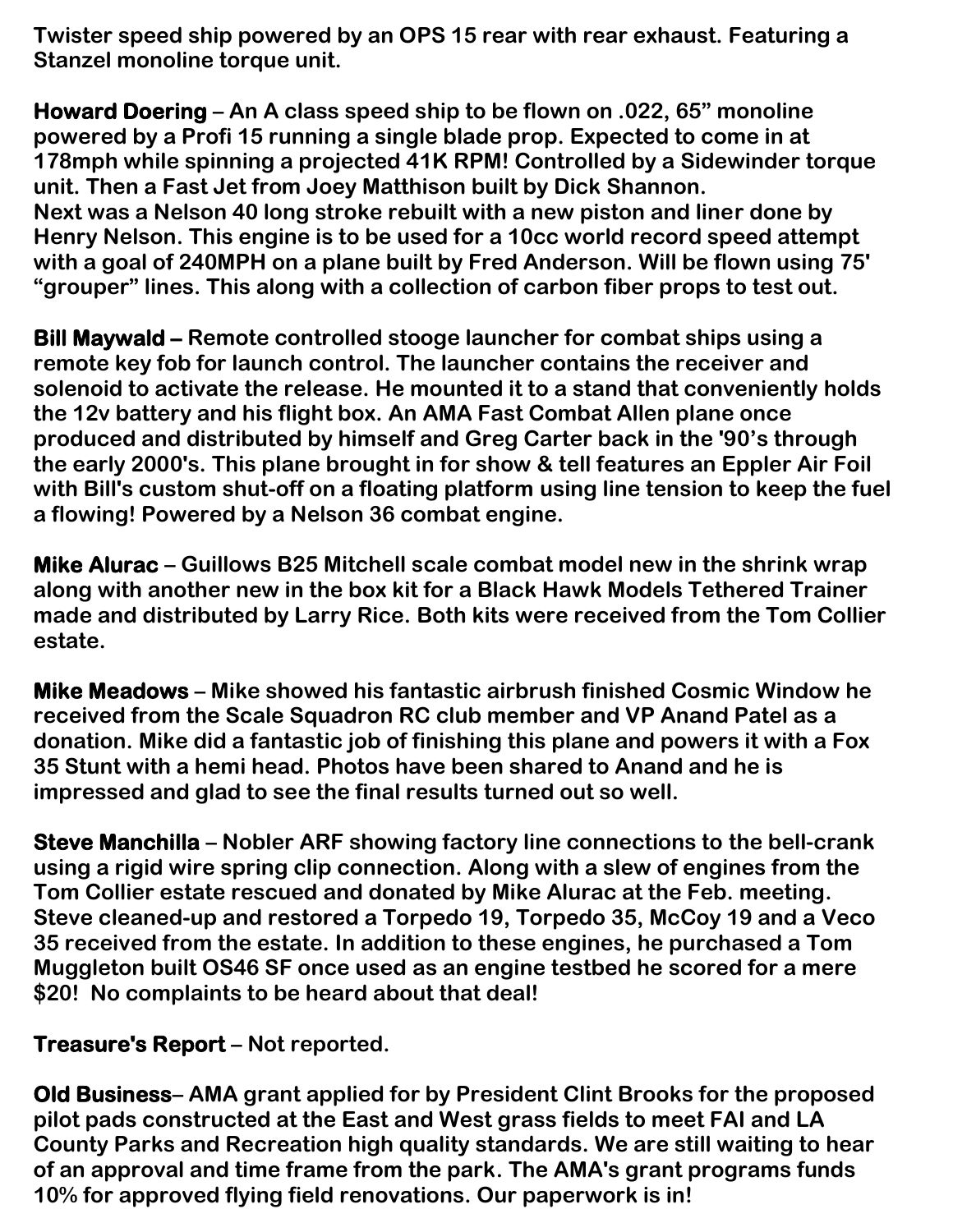**Twister speed ship powered by an OPS 15 rear with rear exhaust. Featuring a Stanzel monoline torque unit.**

**Howard Doering – An A class speed ship to be flown on .022, 65" monoline powered by a Profi 15 running a single blade prop. Expected to come in at 178mph while spinning a projected 41K RPM! Controlled by a Sidewinder torque unit. Then a Fast Jet from Joey Matthison built by Dick Shannon. Next was a Nelson 40 long stroke rebuilt with a new piston and liner done by Henry Nelson. This engine is to be used for a 10cc world record speed attempt with a goal of 240MPH on a plane built by Fred Anderson. Will be flown using 75' "grouper" lines. This along with a collection of carbon fiber props to test out.**

**Bill Maywald – Remote controlled stooge launcher for combat ships using a remote key fob for launch control. The launcher contains the receiver and solenoid to activate the release. He mounted it to a stand that conveniently holds the 12v battery and his flight box. An AMA Fast Combat Allen plane once produced and distributed by himself and Greg Carter back in the '90's through the early 2000's. This plane brought in for show & tell features an Eppler Air Foil with Bill's custom shut-off on a floating platform using line tension to keep the fuel a flowing! Powered by a Nelson 36 combat engine.**

**Mike Alurac – Guillows B25 Mitchell scale combat model new in the shrink wrap along with another new in the box kit for a Black Hawk Models Tethered Trainer made and distributed by Larry Rice. Both kits were received from the Tom Collier estate.**

**Mike Meadows – Mike showed his fantastic airbrush finished Cosmic Window he received from the Scale Squadron RC club member and VP Anand Patel as a donation. Mike did a fantastic job of finishing this plane and powers it with a Fox 35 Stunt with a hemi head. Photos have been shared to Anand and he is impressed and glad to see the final results turned out so well.**

**Steve Manchilla – Nobler ARF showing factory line connections to the bell-crank using a rigid wire spring clip connection. Along with a slew of engines from the Tom Collier estate rescued and donated by Mike Alurac at the Feb. meeting. Steve cleaned-up and restored a Torpedo 19, Torpedo 35, McCoy 19 and a Veco 35 received from the estate. In addition to these engines, he purchased a Tom Muggleton built OS46 SF once used as an engine testbed he scored for a mere $20! No complaints to be heard about that deal!**

**Treasure's Report – Not reported.**

**Old Business– AMA grant applied for by President Clint Brooks for the proposed pilot pads constructed at the East and West grass fields to meet FAI and LA County Parks and Recreation high quality standards. We are still waiting to hear of an approval and time frame from the park. The AMA's grant programs funds 10% for approved flying field renovations. Our paperwork is in!**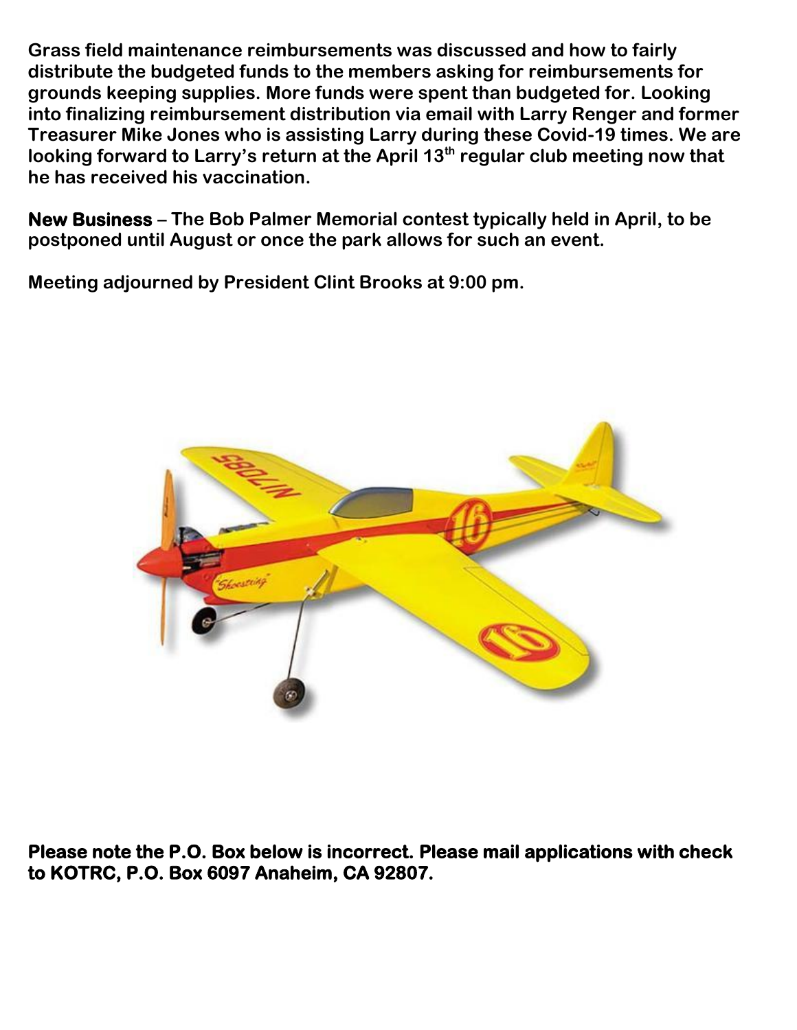**Grass field maintenance reimbursements was discussed and how to fairly distribute the budgeted funds to the members asking for reimbursements for grounds keeping supplies. More funds were spent than budgeted for. Looking into finalizing reimbursement distribution via email with Larry Renger and former Treasurer Mike Jones who is assisting Larry during these Covid-19 times. We are looking forward to Larry's return at the April 13th regular club meeting now that he has received his vaccination.**

**New Business – The Bob Palmer Memorial contest typically held in April, to be postponed until August or once the park allows for such an event.**

**Meeting adjourned by President Clint Brooks at 9:00 pm.**

**Please note the P.O. Box below is incorrect. Please mail applications with check to KOTRC, P.O. Box 6097 Anaheim, CA 92807.**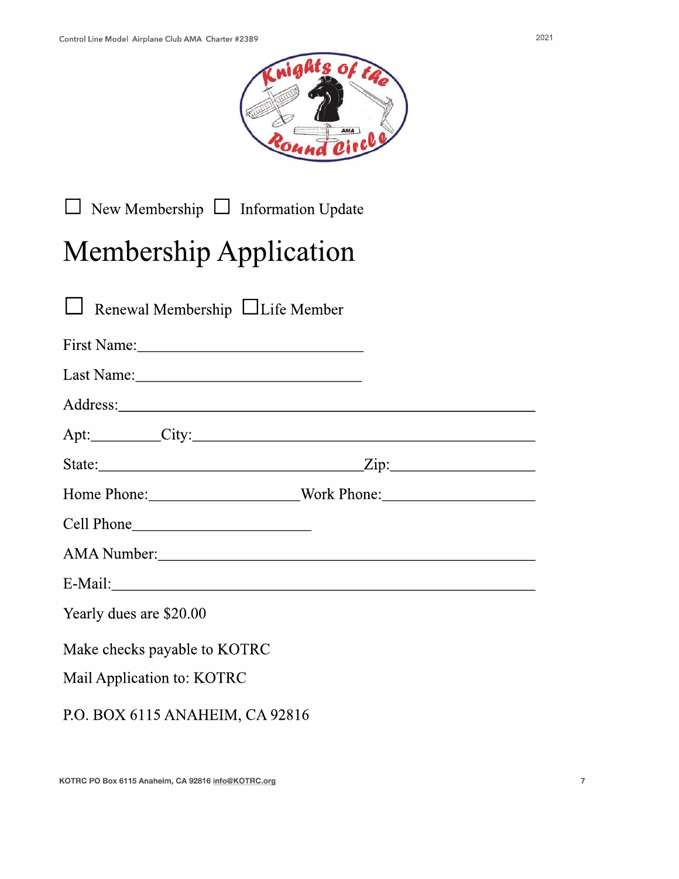☐ New Membership ☐ Information Update

# Membership Application

☐ Renewal Membership ☐ Life Member

First Name:______________________________

Last Name:______________________________

Address:_______________________________________________________

Apt:_________City:______________________________________________

State:____________________________________Zip:___________________

Home Phone:____________________Work Phone:____________________

Cell Phone________________________

AMA Number:___________________________________________________

E-Mail:_________________________________________________________

Yearly dues are $20.00

Make checks payable to KOTRC

Mail Application to: KOTRC

P.O. BOX 6115 ANAHEIM, CA 92816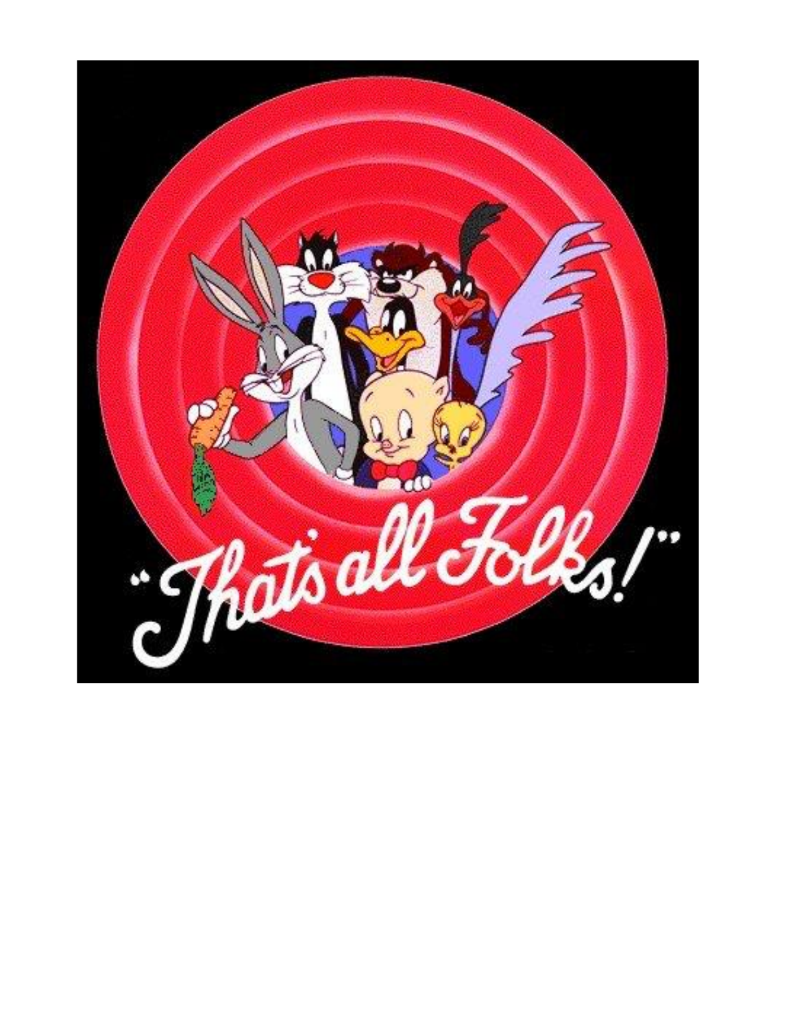"That's all Folks!"